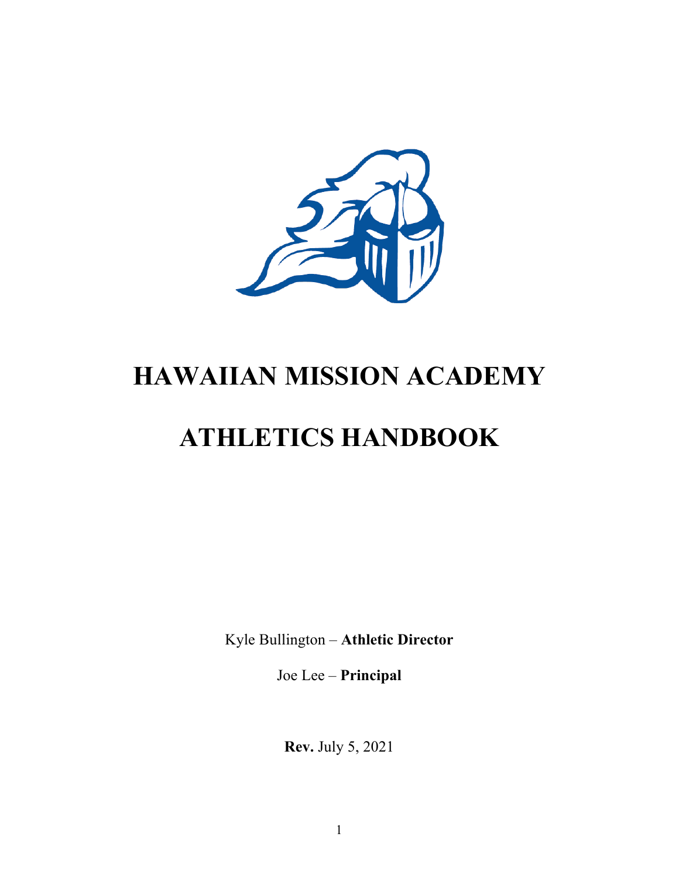# HAWAIIAN MISSION ACADEMY

# ATHLETICS HANDBOOK

Kyle Bullington – **Athletic Director**

Joe Lee – **Principal**

**Rev.** July 5, 2021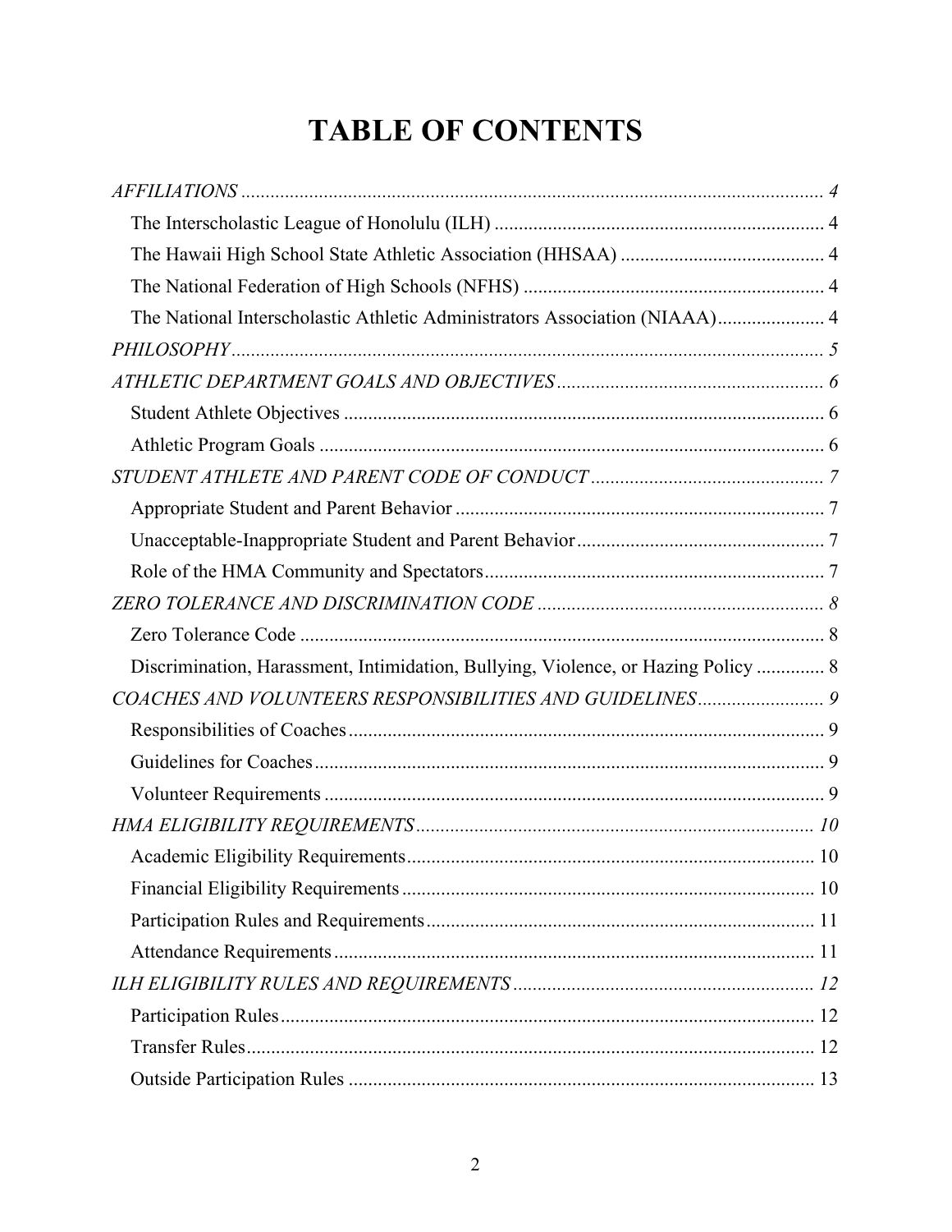# TABLE OF CONTENTS

*AFFILIATIONS* ........................................................................................................ *4*

- The Interscholastic League of Honolulu (ILH) .................................................................... 4
- The Hawaii High School State Athletic Association (HHSAA) .......................................... 4
- The National Federation of High Schools (NFHS) ............................................................. 4
- The National Interscholastic Athletic Administrators Association (NIAAA)...................... 4

*PHILOSOPHY*.......................................................................................................... *5*

*ATHLETIC DEPARTMENT GOALS AND OBJECTIVES*....................................................... *6*

- Student Athlete Objectives .................................................................................................. 6
- Athletic Program Goals ....................................................................................................... 6

*STUDENT ATHLETE AND PARENT CODE OF CONDUCT* ................................................ *7*

- Appropriate Student and Parent Behavior ............................................................................ 7
- Unacceptable-Inappropriate Student and Parent Behavior................................................... 7
- Role of the HMA Community and Spectators...................................................................... 7

*ZERO TOLERANCE AND DISCRIMINATION CODE* ........................................................... *8*

- Zero Tolerance Code ............................................................................................................ 8
- Discrimination, Harassment, Intimidation, Bullying, Violence, or Hazing Policy .............. 8

*COACHES AND VOLUNTEERS RESPONSIBILITIES AND GUIDELINES*.......................... *9*

- Responsibilities of Coaches.................................................................................................. 9
- Guidelines for Coaches......................................................................................................... 9
- Volunteer Requirements ...................................................................................................... 9

*HMA ELIGIBILITY REQUIREMENTS*.................................................................................. *10*

- Academic Eligibility Requirements.................................................................................... 10
- Financial Eligibility Requirements..................................................................................... 10
- Participation Rules and Requirements................................................................................ 11
- Attendance Requirements................................................................................................... 11

*ILH ELIGIBILITY RULES AND REQUIREMENTS* .............................................................. *12*

- Participation Rules.............................................................................................................. 12
- Transfer Rules..................................................................................................................... 12
- Outside Participation Rules ................................................................................................ 13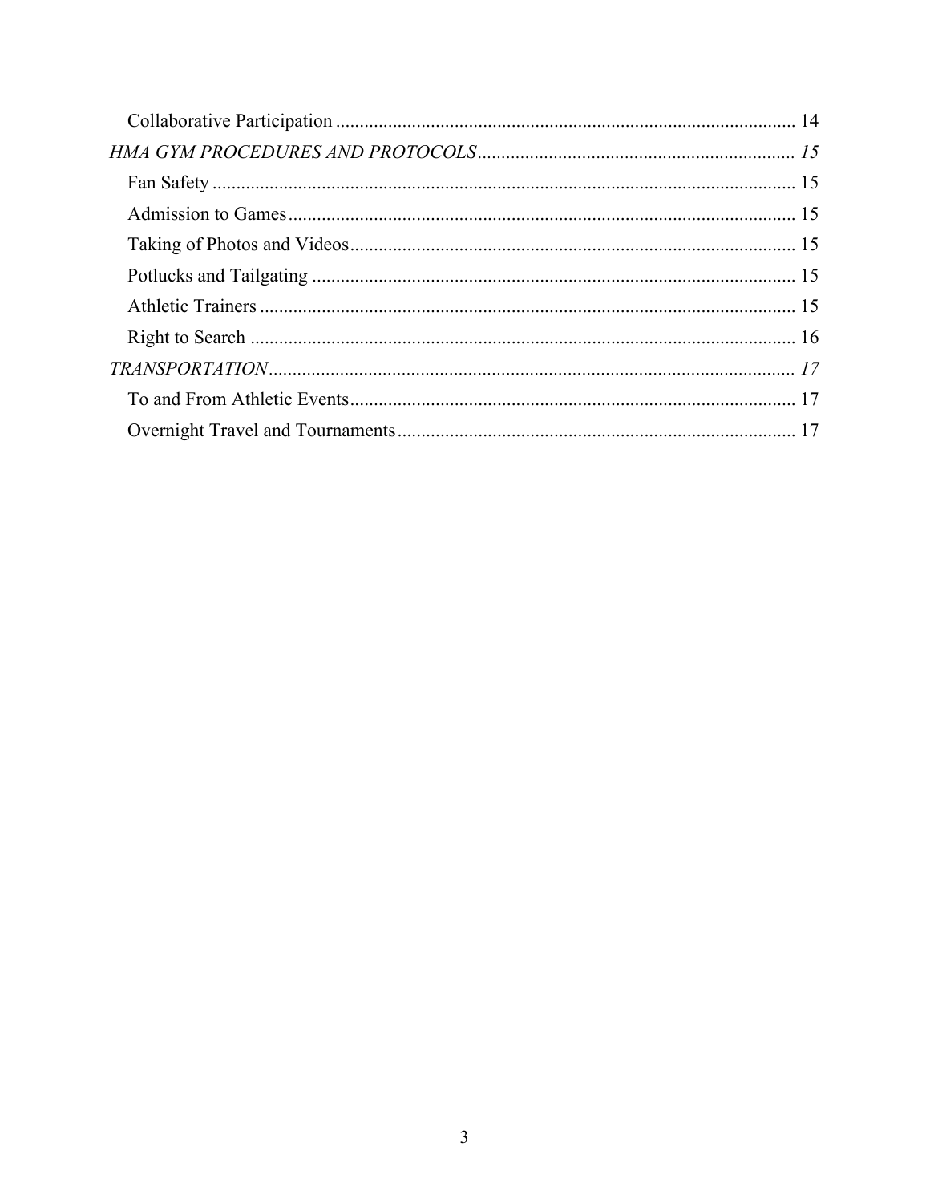Collaborative Participation ................................................................................................ 14

*HMA GYM PROCEDURES AND PROTOCOLS* ................................................................... *15*

Fan Safety ........................................................................................................................... 15

Admission to Games ........................................................................................................... 15

Taking of Photos and Videos ............................................................................................. 15

Potlucks and Tailgating ...................................................................................................... 15

Athletic Trainers ................................................................................................................. 15

Right to Search ................................................................................................................... 16

*TRANSPORTATION* ........................................................................................................... *17*

To and From Athletic Events .............................................................................................. 17

Overnight Travel and Tournaments .................................................................................... 17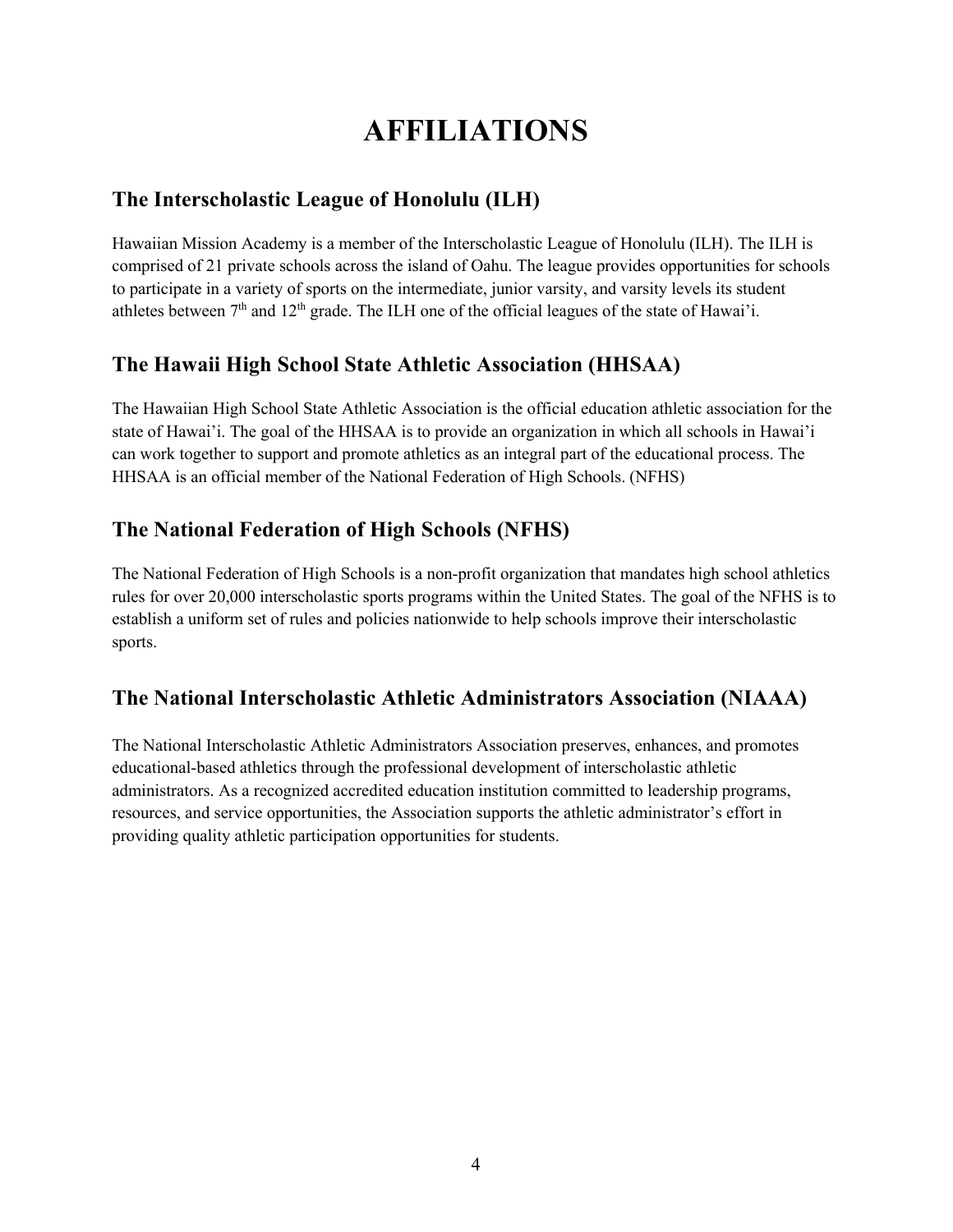# AFFILIATIONS

## The Interscholastic League of Honolulu (ILH)

Hawaiian Mission Academy is a member of the Interscholastic League of Honolulu (ILH). The ILH is comprised of 21 private schools across the island of Oahu. The league provides opportunities for schools to participate in a variety of sports on the intermediate, junior varsity, and varsity levels its student athletes between 7th and 12th grade. The ILH one of the official leagues of the state of Hawai'i.

## The Hawaii High School State Athletic Association (HHSAA)

The Hawaiian High School State Athletic Association is the official education athletic association for the state of Hawai'i. The goal of the HHSAA is to provide an organization in which all schools in Hawai'i can work together to support and promote athletics as an integral part of the educational process. The HHSAA is an official member of the National Federation of High Schools. (NFHS)

## The National Federation of High Schools (NFHS)

The National Federation of High Schools is a non-profit organization that mandates high school athletics rules for over 20,000 interscholastic sports programs within the United States. The goal of the NFHS is to establish a uniform set of rules and policies nationwide to help schools improve their interscholastic sports.

## The National Interscholastic Athletic Administrators Association (NIAAA)

The National Interscholastic Athletic Administrators Association preserves, enhances, and promotes educational-based athletics through the professional development of interscholastic athletic administrators. As a recognized accredited education institution committed to leadership programs, resources, and service opportunities, the Association supports the athletic administrator's effort in providing quality athletic participation opportunities for students.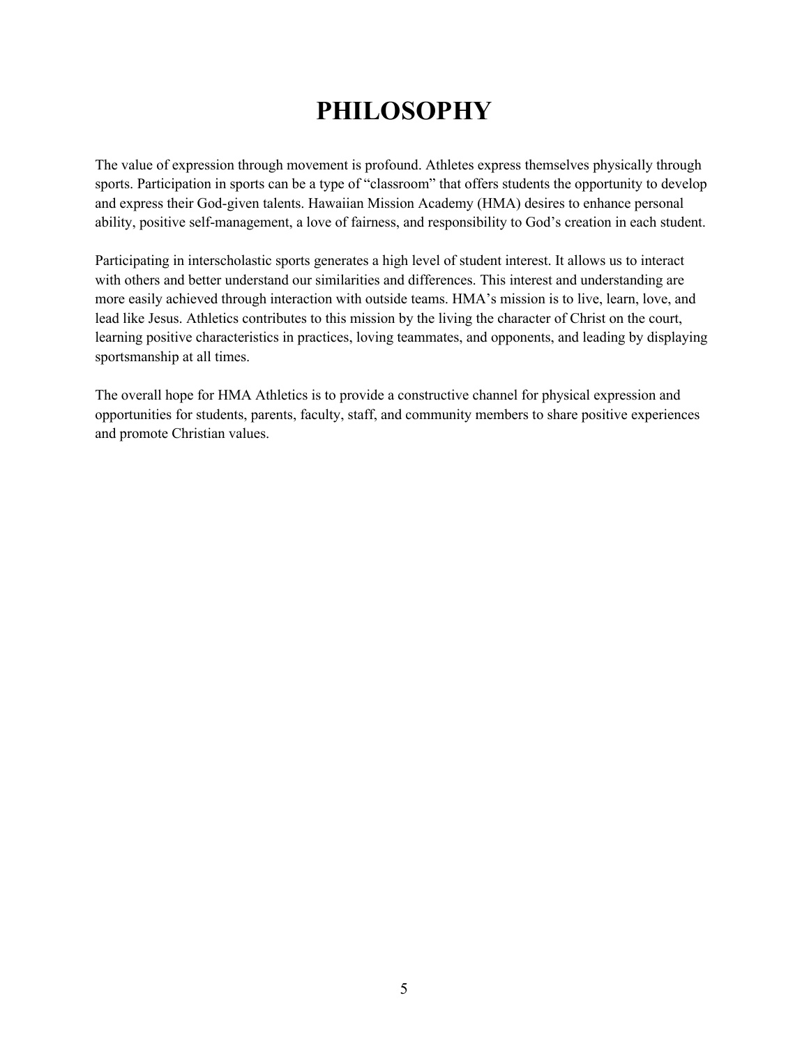# PHILOSOPHY

The value of expression through movement is profound. Athletes express themselves physically through sports. Participation in sports can be a type of "classroom" that offers students the opportunity to develop and express their God-given talents. Hawaiian Mission Academy (HMA) desires to enhance personal ability, positive self-management, a love of fairness, and responsibility to God's creation in each student.

Participating in interscholastic sports generates a high level of student interest. It allows us to interact with others and better understand our similarities and differences. This interest and understanding are more easily achieved through interaction with outside teams. HMA's mission is to live, learn, love, and lead like Jesus. Athletics contributes to this mission by the living the character of Christ on the court, learning positive characteristics in practices, loving teammates, and opponents, and leading by displaying sportsmanship at all times.

The overall hope for HMA Athletics is to provide a constructive channel for physical expression and opportunities for students, parents, faculty, staff, and community members to share positive experiences and promote Christian values.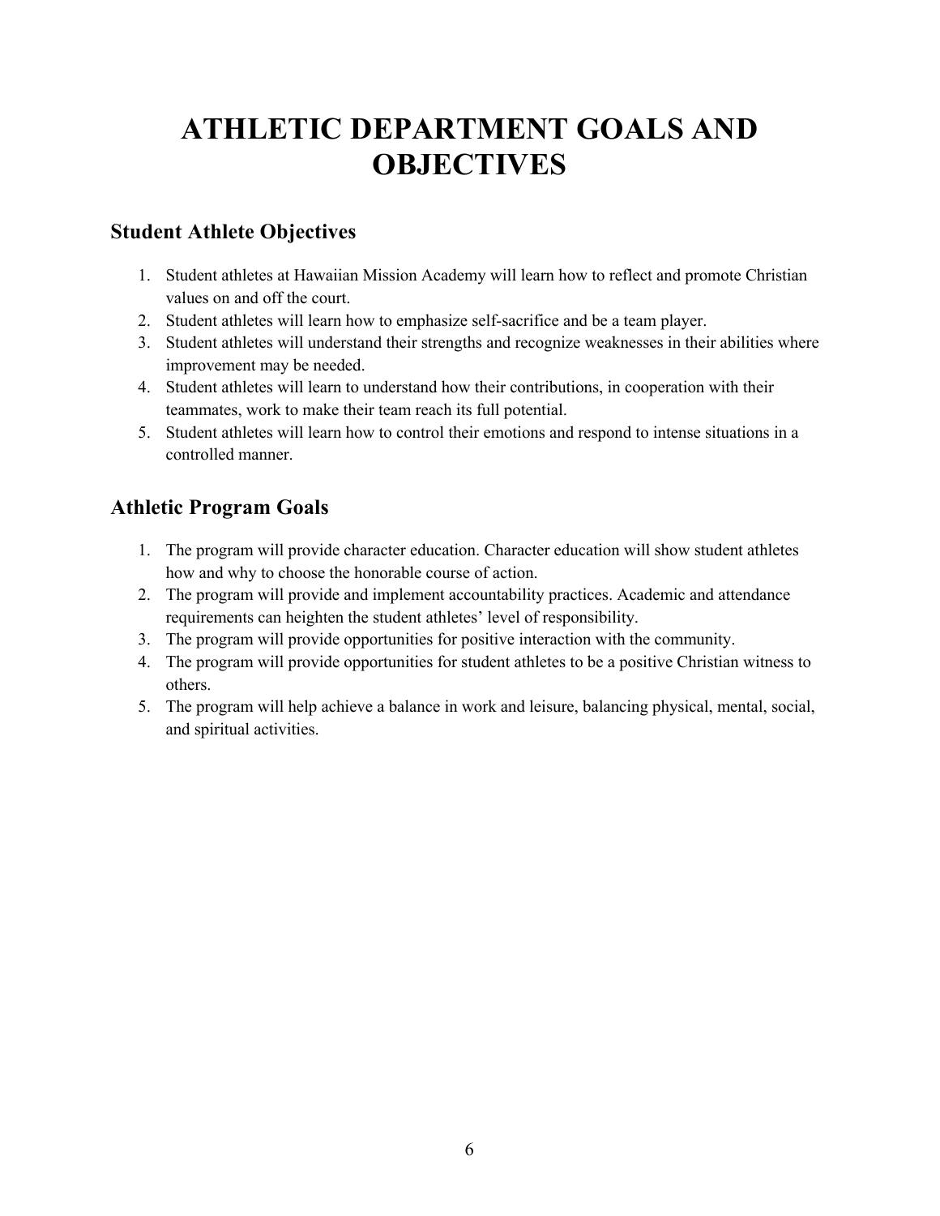# ATHLETIC DEPARTMENT GOALS AND OBJECTIVES

## Student Athlete Objectives

1. Student athletes at Hawaiian Mission Academy will learn how to reflect and promote Christian values on and off the court.
2. Student athletes will learn how to emphasize self-sacrifice and be a team player.
3. Student athletes will understand their strengths and recognize weaknesses in their abilities where improvement may be needed.
4. Student athletes will learn to understand how their contributions, in cooperation with their teammates, work to make their team reach its full potential.
5. Student athletes will learn how to control their emotions and respond to intense situations in a controlled manner.

## Athletic Program Goals

1. The program will provide character education. Character education will show student athletes how and why to choose the honorable course of action.
2. The program will provide and implement accountability practices. Academic and attendance requirements can heighten the student athletes' level of responsibility.
3. The program will provide opportunities for positive interaction with the community.
4. The program will provide opportunities for student athletes to be a positive Christian witness to others.
5. The program will help achieve a balance in work and leisure, balancing physical, mental, social, and spiritual activities.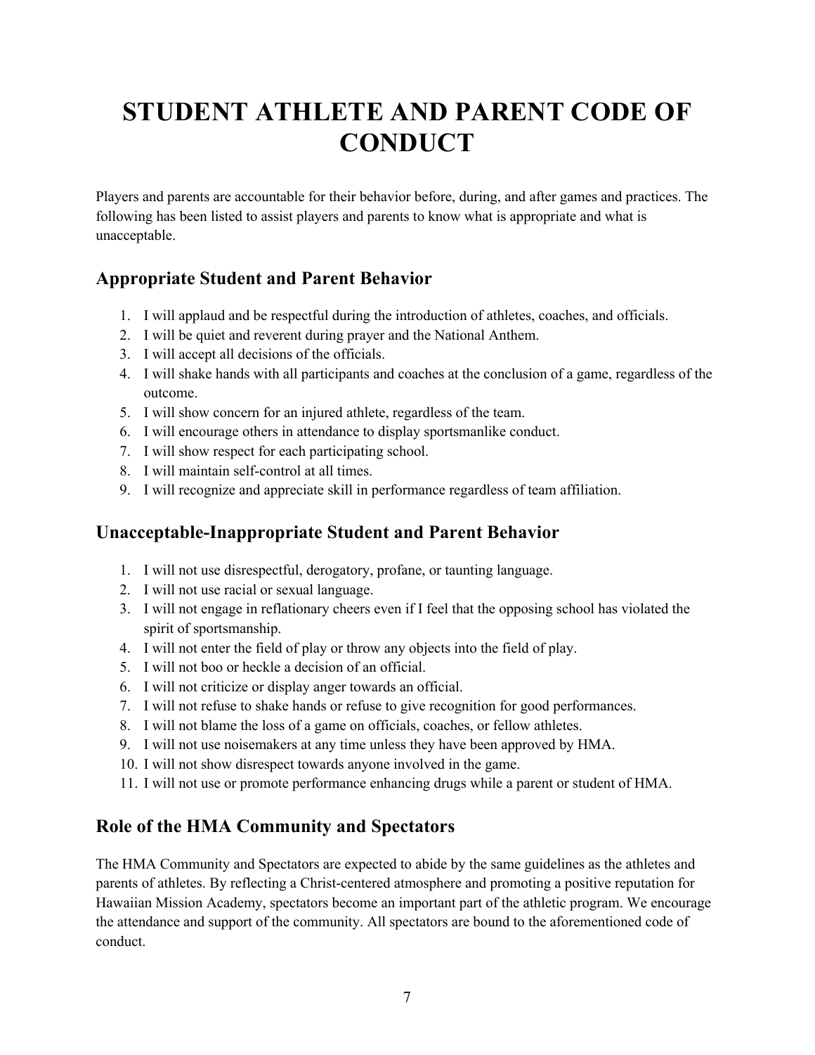# STUDENT ATHLETE AND PARENT CODE OF CONDUCT

Players and parents are accountable for their behavior before, during, and after games and practices. The following has been listed to assist players and parents to know what is appropriate and what is unacceptable.

## Appropriate Student and Parent Behavior

1. I will applaud and be respectful during the introduction of athletes, coaches, and officials.
2. I will be quiet and reverent during prayer and the National Anthem.
3. I will accept all decisions of the officials.
4. I will shake hands with all participants and coaches at the conclusion of a game, regardless of the outcome.
5. I will show concern for an injured athlete, regardless of the team.
6. I will encourage others in attendance to display sportsmanlike conduct.
7. I will show respect for each participating school.
8. I will maintain self-control at all times.
9. I will recognize and appreciate skill in performance regardless of team affiliation.

## Unacceptable-Inappropriate Student and Parent Behavior

1. I will not use disrespectful, derogatory, profane, or taunting language.
2. I will not use racial or sexual language.
3. I will not engage in reflationary cheers even if I feel that the opposing school has violated the spirit of sportsmanship.
4. I will not enter the field of play or throw any objects into the field of play.
5. I will not boo or heckle a decision of an official.
6. I will not criticize or display anger towards an official.
7. I will not refuse to shake hands or refuse to give recognition for good performances.
8. I will not blame the loss of a game on officials, coaches, or fellow athletes.
9. I will not use noisemakers at any time unless they have been approved by HMA.
10. I will not show disrespect towards anyone involved in the game.
11. I will not use or promote performance enhancing drugs while a parent or student of HMA.

## Role of the HMA Community and Spectators

The HMA Community and Spectators are expected to abide by the same guidelines as the athletes and parents of athletes. By reflecting a Christ-centered atmosphere and promoting a positive reputation for Hawaiian Mission Academy, spectators become an important part of the athletic program. We encourage the attendance and support of the community. All spectators are bound to the aforementioned code of conduct.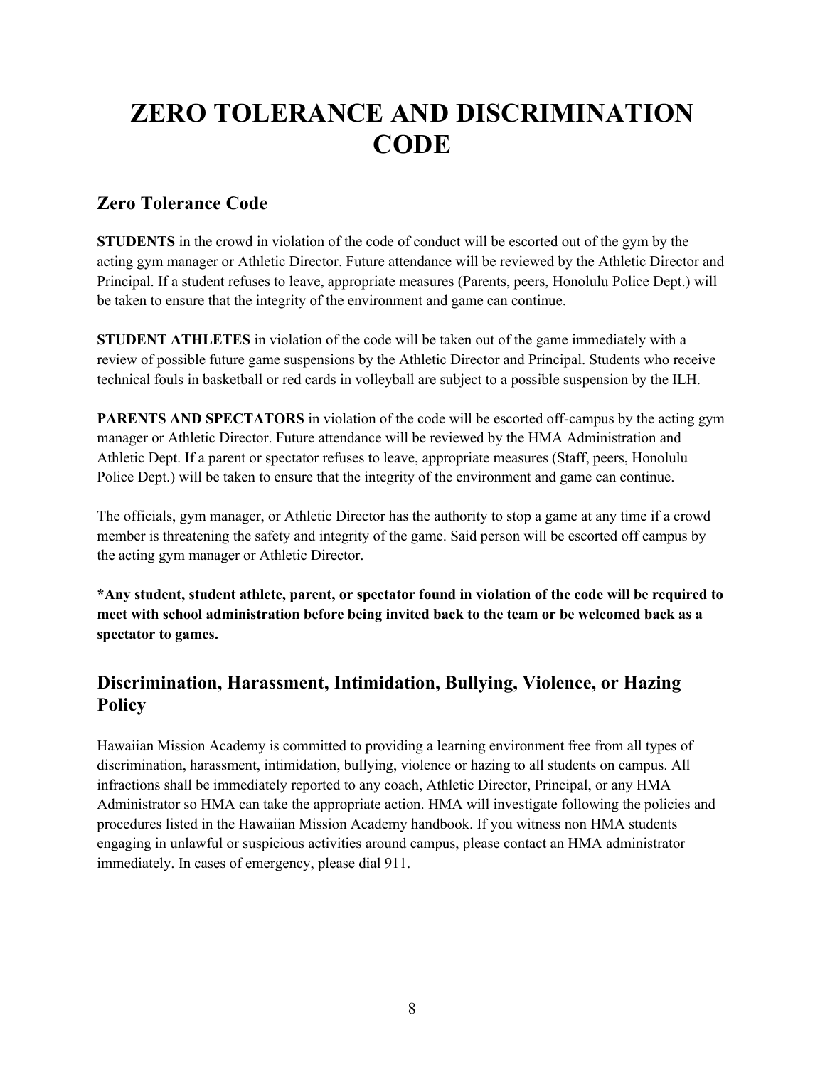# ZERO TOLERANCE AND DISCRIMINATION CODE

## Zero Tolerance Code

**STUDENTS** in the crowd in violation of the code of conduct will be escorted out of the gym by the acting gym manager or Athletic Director. Future attendance will be reviewed by the Athletic Director and Principal. If a student refuses to leave, appropriate measures (Parents, peers, Honolulu Police Dept.) will be taken to ensure that the integrity of the environment and game can continue.

**STUDENT ATHLETES** in violation of the code will be taken out of the game immediately with a review of possible future game suspensions by the Athletic Director and Principal. Students who receive technical fouls in basketball or red cards in volleyball are subject to a possible suspension by the ILH.

**PARENTS AND SPECTATORS** in violation of the code will be escorted off-campus by the acting gym manager or Athletic Director. Future attendance will be reviewed by the HMA Administration and Athletic Dept. If a parent or spectator refuses to leave, appropriate measures (Staff, peers, Honolulu Police Dept.) will be taken to ensure that the integrity of the environment and game can continue.

The officials, gym manager, or Athletic Director has the authority to stop a game at any time if a crowd member is threatening the safety and integrity of the game. Said person will be escorted off campus by the acting gym manager or Athletic Director.

***Any student, student athlete, parent, or spectator found in violation of the code will be required to meet with school administration before being invited back to the team or be welcomed back as a spectator to games.**

## Discrimination, Harassment, Intimidation, Bullying, Violence, or Hazing Policy

Hawaiian Mission Academy is committed to providing a learning environment free from all types of discrimination, harassment, intimidation, bullying, violence or hazing to all students on campus. All infractions shall be immediately reported to any coach, Athletic Director, Principal, or any HMA Administrator so HMA can take the appropriate action. HMA will investigate following the policies and procedures listed in the Hawaiian Mission Academy handbook. If you witness non HMA students engaging in unlawful or suspicious activities around campus, please contact an HMA administrator immediately. In cases of emergency, please dial 911.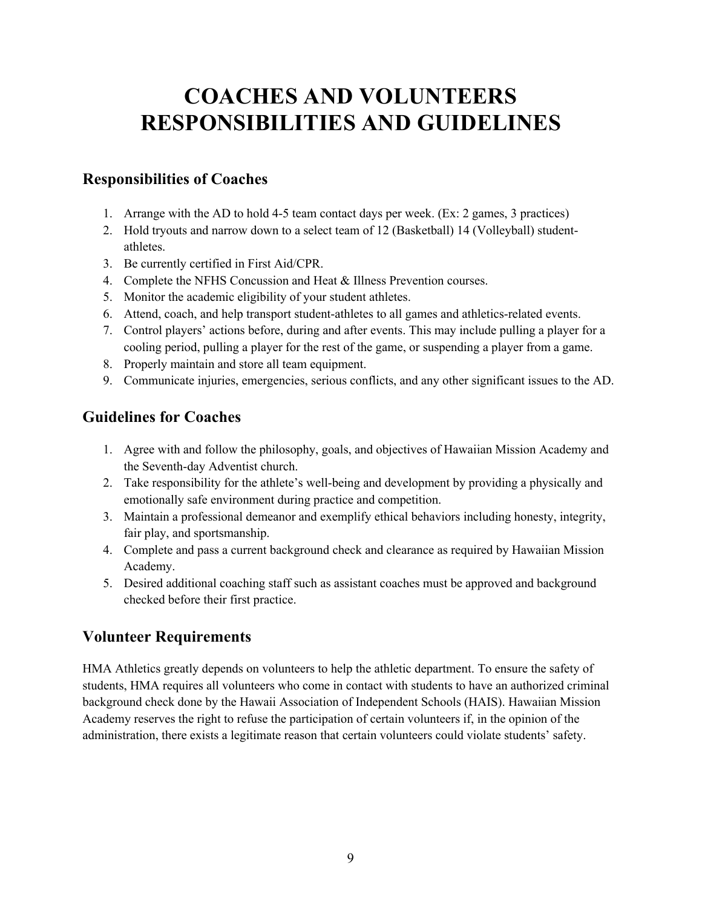# COACHES AND VOLUNTEERS RESPONSIBILITIES AND GUIDELINES

## Responsibilities of Coaches

1. Arrange with the AD to hold 4-5 team contact days per week. (Ex: 2 games, 3 practices)
2. Hold tryouts and narrow down to a select team of 12 (Basketball) 14 (Volleyball) student-athletes.
3. Be currently certified in First Aid/CPR.
4. Complete the NFHS Concussion and Heat & Illness Prevention courses.
5. Monitor the academic eligibility of your student athletes.
6. Attend, coach, and help transport student-athletes to all games and athletics-related events.
7. Control players' actions before, during and after events. This may include pulling a player for a cooling period, pulling a player for the rest of the game, or suspending a player from a game.
8. Properly maintain and store all team equipment.
9. Communicate injuries, emergencies, serious conflicts, and any other significant issues to the AD.

## Guidelines for Coaches

1. Agree with and follow the philosophy, goals, and objectives of Hawaiian Mission Academy and the Seventh-day Adventist church.
2. Take responsibility for the athlete's well-being and development by providing a physically and emotionally safe environment during practice and competition.
3. Maintain a professional demeanor and exemplify ethical behaviors including honesty, integrity, fair play, and sportsmanship.
4. Complete and pass a current background check and clearance as required by Hawaiian Mission Academy.
5. Desired additional coaching staff such as assistant coaches must be approved and background checked before their first practice.

## Volunteer Requirements

HMA Athletics greatly depends on volunteers to help the athletic department. To ensure the safety of students, HMA requires all volunteers who come in contact with students to have an authorized criminal background check done by the Hawaii Association of Independent Schools (HAIS). Hawaiian Mission Academy reserves the right to refuse the participation of certain volunteers if, in the opinion of the administration, there exists a legitimate reason that certain volunteers could violate students' safety.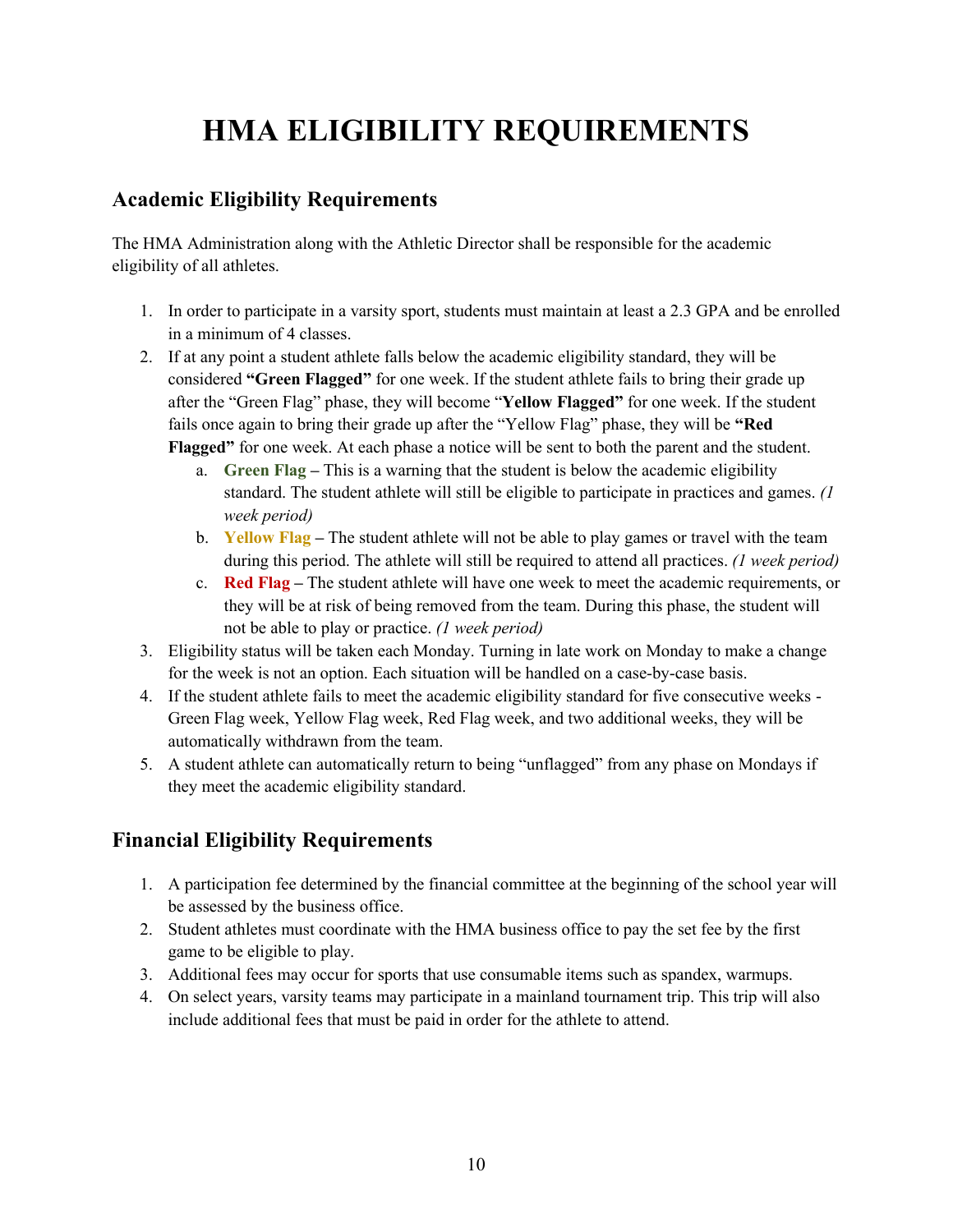# HMA ELIGIBILITY REQUIREMENTS

## Academic Eligibility Requirements

The HMA Administration along with the Athletic Director shall be responsible for the academic eligibility of all athletes.

1. In order to participate in a varsity sport, students must maintain at least a 2.3 GPA and be enrolled in a minimum of 4 classes.
2. If at any point a student athlete falls below the academic eligibility standard, they will be considered **"Green Flagged"** for one week. If the student athlete fails to bring their grade up after the "Green Flag" phase, they will become "**Yellow Flagged"** for one week. If the student fails once again to bring their grade up after the "Yellow Flag" phase, they will be **"Red Flagged"** for one week. At each phase a notice will be sent to both the parent and the student.
    a. **Green Flag –** This is a warning that the student is below the academic eligibility standard. The student athlete will still be eligible to participate in practices and games. *(1 week period)*
    b. **Yellow Flag –** The student athlete will not be able to play games or travel with the team during this period. The athlete will still be required to attend all practices. *(1 week period)*
    c. **Red Flag –** The student athlete will have one week to meet the academic requirements, or they will be at risk of being removed from the team. During this phase, the student will not be able to play or practice. *(1 week period)*
3. Eligibility status will be taken each Monday. Turning in late work on Monday to make a change for the week is not an option. Each situation will be handled on a case-by-case basis.
4. If the student athlete fails to meet the academic eligibility standard for five consecutive weeks - Green Flag week, Yellow Flag week, Red Flag week, and two additional weeks, they will be automatically withdrawn from the team.
5. A student athlete can automatically return to being "unflagged" from any phase on Mondays if they meet the academic eligibility standard.

## Financial Eligibility Requirements

1. A participation fee determined by the financial committee at the beginning of the school year will be assessed by the business office.
2. Student athletes must coordinate with the HMA business office to pay the set fee by the first game to be eligible to play.
3. Additional fees may occur for sports that use consumable items such as spandex, warmups.
4. On select years, varsity teams may participate in a mainland tournament trip. This trip will also include additional fees that must be paid in order for the athlete to attend.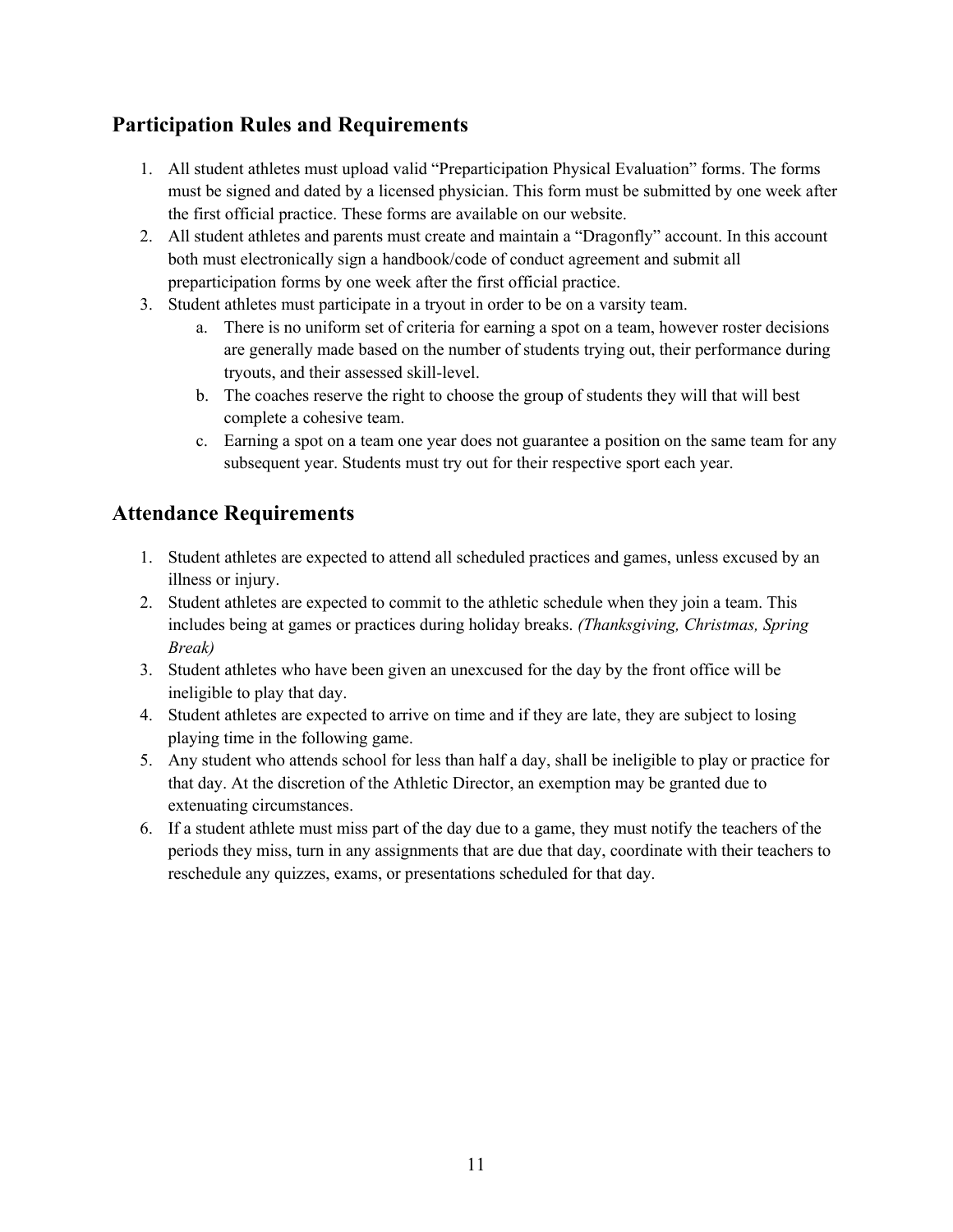## Participation Rules and Requirements

1. All student athletes must upload valid "Preparticipation Physical Evaluation" forms. The forms must be signed and dated by a licensed physician. This form must be submitted by one week after the first official practice. These forms are available on our website.
2. All student athletes and parents must create and maintain a "Dragonfly" account. In this account both must electronically sign a handbook/code of conduct agreement and submit all preparticipation forms by one week after the first official practice.
3. Student athletes must participate in a tryout in order to be on a varsity team.
   a. There is no uniform set of criteria for earning a spot on a team, however roster decisions are generally made based on the number of students trying out, their performance during tryouts, and their assessed skill-level.
   b. The coaches reserve the right to choose the group of students they will that will best complete a cohesive team.
   c. Earning a spot on a team one year does not guarantee a position on the same team for any subsequent year. Students must try out for their respective sport each year.

## Attendance Requirements

1. Student athletes are expected to attend all scheduled practices and games, unless excused by an illness or injury.
2. Student athletes are expected to commit to the athletic schedule when they join a team. This includes being at games or practices during holiday breaks. *(Thanksgiving, Christmas, Spring Break)*
3. Student athletes who have been given an unexcused for the day by the front office will be ineligible to play that day.
4. Student athletes are expected to arrive on time and if they are late, they are subject to losing playing time in the following game.
5. Any student who attends school for less than half a day, shall be ineligible to play or practice for that day. At the discretion of the Athletic Director, an exemption may be granted due to extenuating circumstances.
6. If a student athlete must miss part of the day due to a game, they must notify the teachers of the periods they miss, turn in any assignments that are due that day, coordinate with their teachers to reschedule any quizzes, exams, or presentations scheduled for that day.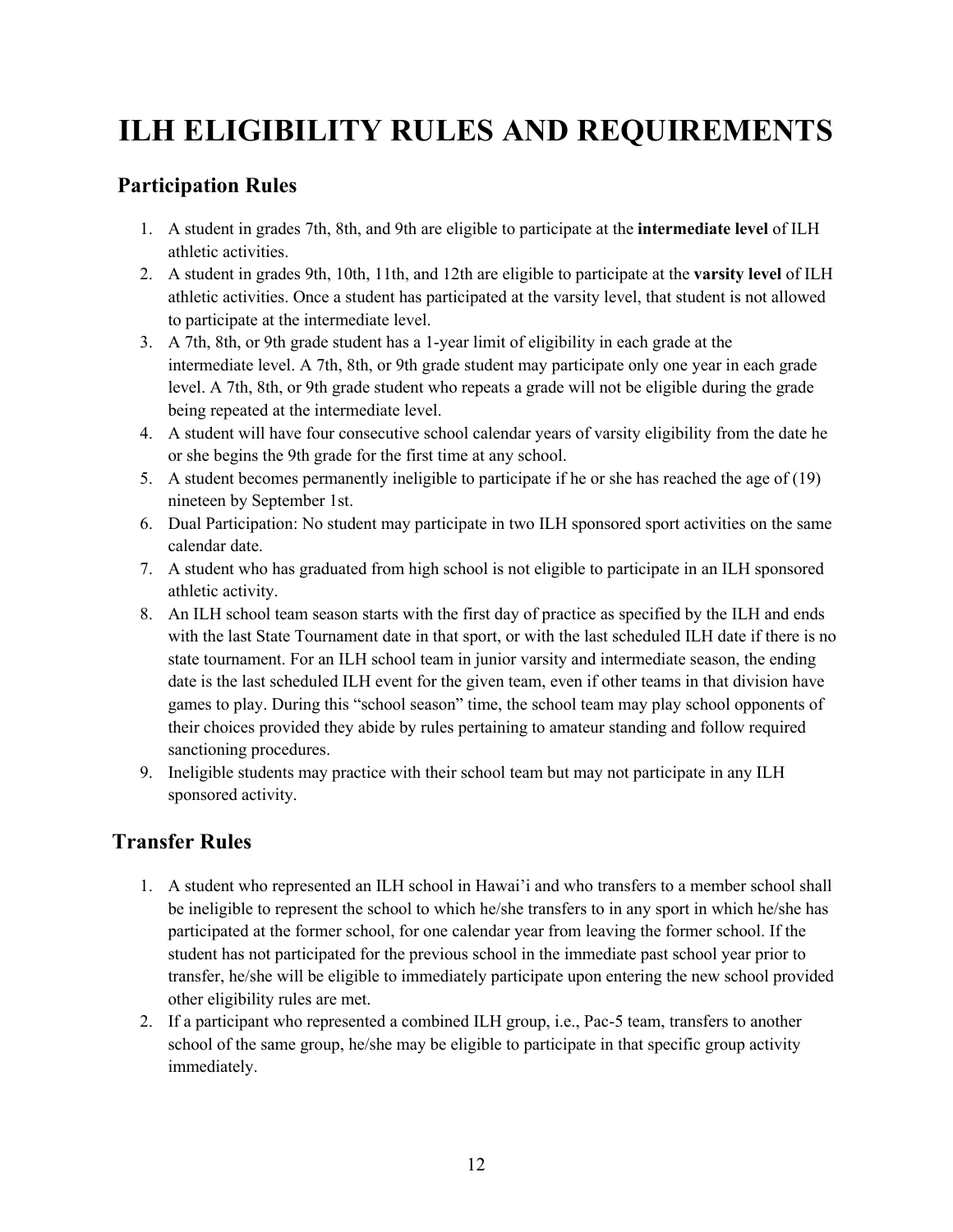# ILH ELIGIBILITY RULES AND REQUIREMENTS

## Participation Rules

1. A student in grades 7th, 8th, and 9th are eligible to participate at the **intermediate level** of ILH athletic activities.
2. A student in grades 9th, 10th, 11th, and 12th are eligible to participate at the **varsity level** of ILH athletic activities. Once a student has participated at the varsity level, that student is not allowed to participate at the intermediate level.
3. A 7th, 8th, or 9th grade student has a 1-year limit of eligibility in each grade at the intermediate level. A 7th, 8th, or 9th grade student may participate only one year in each grade level. A 7th, 8th, or 9th grade student who repeats a grade will not be eligible during the grade being repeated at the intermediate level.
4. A student will have four consecutive school calendar years of varsity eligibility from the date he or she begins the 9th grade for the first time at any school.
5. A student becomes permanently ineligible to participate if he or she has reached the age of (19) nineteen by September 1st.
6. Dual Participation: No student may participate in two ILH sponsored sport activities on the same calendar date.
7. A student who has graduated from high school is not eligible to participate in an ILH sponsored athletic activity.
8. An ILH school team season starts with the first day of practice as specified by the ILH and ends with the last State Tournament date in that sport, or with the last scheduled ILH date if there is no state tournament. For an ILH school team in junior varsity and intermediate season, the ending date is the last scheduled ILH event for the given team, even if other teams in that division have games to play. During this "school season" time, the school team may play school opponents of their choices provided they abide by rules pertaining to amateur standing and follow required sanctioning procedures.
9. Ineligible students may practice with their school team but may not participate in any ILH sponsored activity.

## Transfer Rules

1. A student who represented an ILH school in Hawai'i and who transfers to a member school shall be ineligible to represent the school to which he/she transfers to in any sport in which he/she has participated at the former school, for one calendar year from leaving the former school. If the student has not participated for the previous school in the immediate past school year prior to transfer, he/she will be eligible to immediately participate upon entering the new school provided other eligibility rules are met.
2. If a participant who represented a combined ILH group, i.e., Pac-5 team, transfers to another school of the same group, he/she may be eligible to participate in that specific group activity immediately.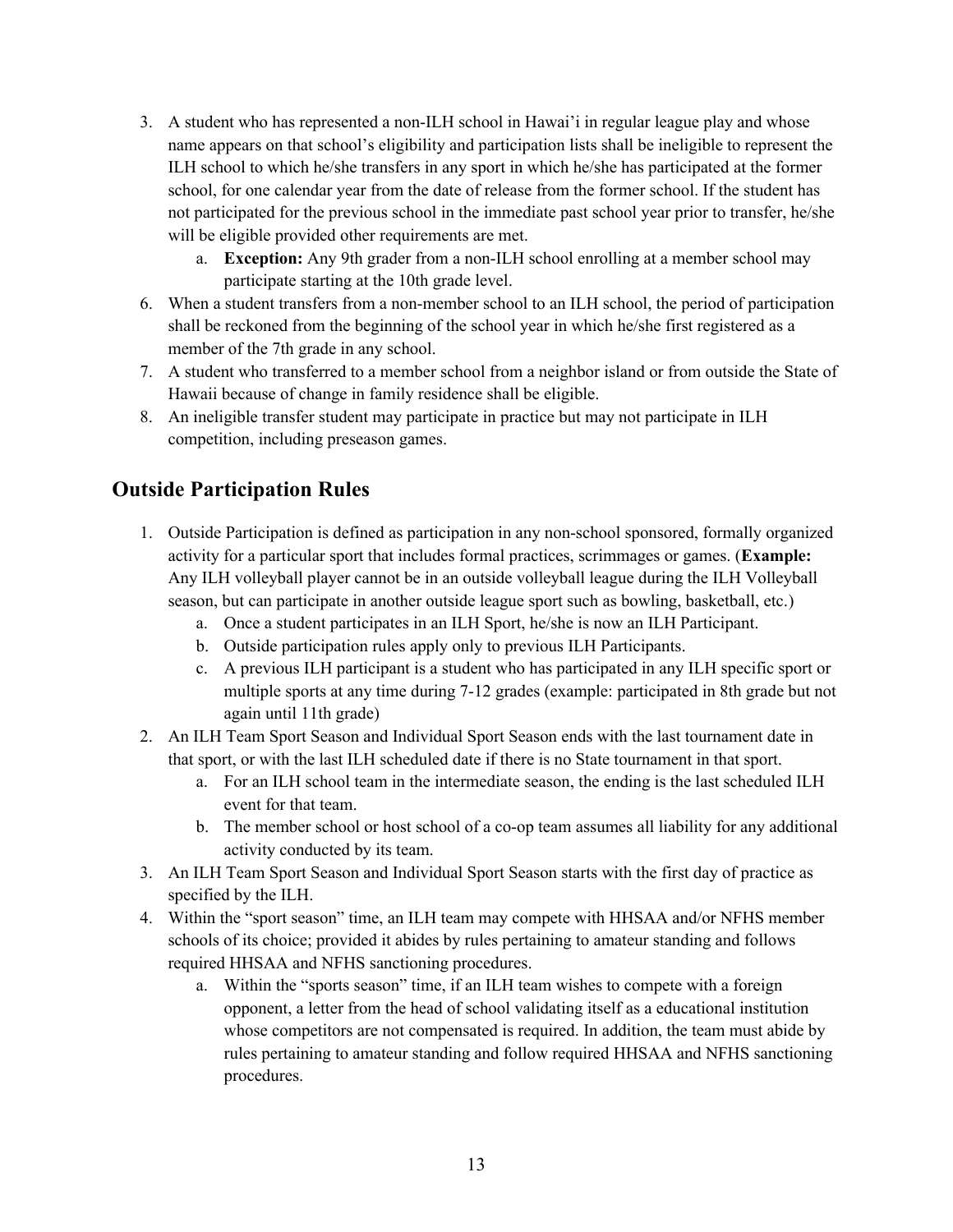3. A student who has represented a non-ILH school in Hawai'i in regular league play and whose name appears on that school's eligibility and participation lists shall be ineligible to represent the ILH school to which he/she transfers in any sport in which he/she has participated at the former school, for one calendar year from the date of release from the former school. If the student has not participated for the previous school in the immediate past school year prior to transfer, he/she will be eligible provided other requirements are met.
   a. **Exception:** Any 9th grader from a non-ILH school enrolling at a member school may participate starting at the 10th grade level.
6. When a student transfers from a non-member school to an ILH school, the period of participation shall be reckoned from the beginning of the school year in which he/she first registered as a member of the 7th grade in any school.
7. A student who transferred to a member school from a neighbor island or from outside the State of Hawaii because of change in family residence shall be eligible.
8. An ineligible transfer student may participate in practice but may not participate in ILH competition, including preseason games.

## Outside Participation Rules

1. Outside Participation is defined as participation in any non-school sponsored, formally organized activity for a particular sport that includes formal practices, scrimmages or games. (**Example:** Any ILH volleyball player cannot be in an outside volleyball league during the ILH Volleyball season, but can participate in another outside league sport such as bowling, basketball, etc.)
   a. Once a student participates in an ILH Sport, he/she is now an ILH Participant.
   b. Outside participation rules apply only to previous ILH Participants.
   c. A previous ILH participant is a student who has participated in any ILH specific sport or multiple sports at any time during 7-12 grades (example: participated in 8th grade but not again until 11th grade)
2. An ILH Team Sport Season and Individual Sport Season ends with the last tournament date in that sport, or with the last ILH scheduled date if there is no State tournament in that sport.
   a. For an ILH school team in the intermediate season, the ending is the last scheduled ILH event for that team.
   b. The member school or host school of a co-op team assumes all liability for any additional activity conducted by its team.
3. An ILH Team Sport Season and Individual Sport Season starts with the first day of practice as specified by the ILH.
4. Within the "sport season" time, an ILH team may compete with HHSAA and/or NFHS member schools of its choice; provided it abides by rules pertaining to amateur standing and follows required HHSAA and NFHS sanctioning procedures.
   a. Within the "sports season" time, if an ILH team wishes to compete with a foreign opponent, a letter from the head of school validating itself as a educational institution whose competitors are not compensated is required. In addition, the team must abide by rules pertaining to amateur standing and follow required HHSAA and NFHS sanctioning procedures.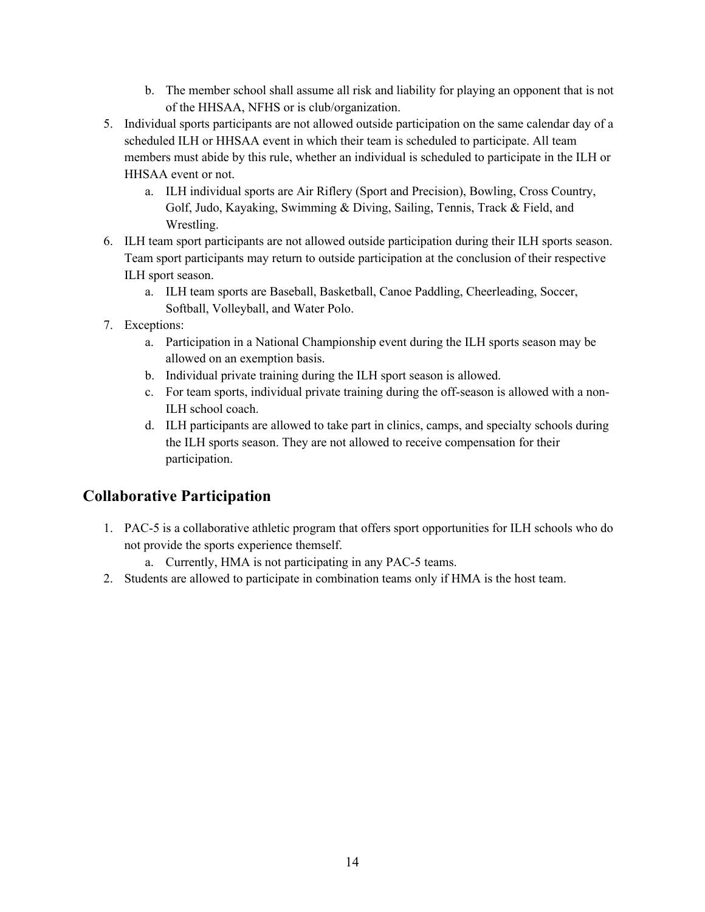b. The member school shall assume all risk and liability for playing an opponent that is not of the HHSAA, NFHS or is club/organization.

5. Individual sports participants are not allowed outside participation on the same calendar day of a scheduled ILH or HHSAA event in which their team is scheduled to participate. All team members must abide by this rule, whether an individual is scheduled to participate in the ILH or HHSAA event or not.
    a. ILH individual sports are Air Riflery (Sport and Precision), Bowling, Cross Country, Golf, Judo, Kayaking, Swimming & Diving, Sailing, Tennis, Track & Field, and Wrestling.
6. ILH team sport participants are not allowed outside participation during their ILH sports season. Team sport participants may return to outside participation at the conclusion of their respective ILH sport season.
    a. ILH team sports are Baseball, Basketball, Canoe Paddling, Cheerleading, Soccer, Softball, Volleyball, and Water Polo.
7. Exceptions:
    a. Participation in a National Championship event during the ILH sports season may be allowed on an exemption basis.
    b. Individual private training during the ILH sport season is allowed.
    c. For team sports, individual private training during the off-season is allowed with a non-ILH school coach.
    d. ILH participants are allowed to take part in clinics, camps, and specialty schools during the ILH sports season. They are not allowed to receive compensation for their participation.

## Collaborative Participation

1. PAC-5 is a collaborative athletic program that offers sport opportunities for ILH schools who do not provide the sports experience themself.
    a. Currently, HMA is not participating in any PAC-5 teams.
2. Students are allowed to participate in combination teams only if HMA is the host team.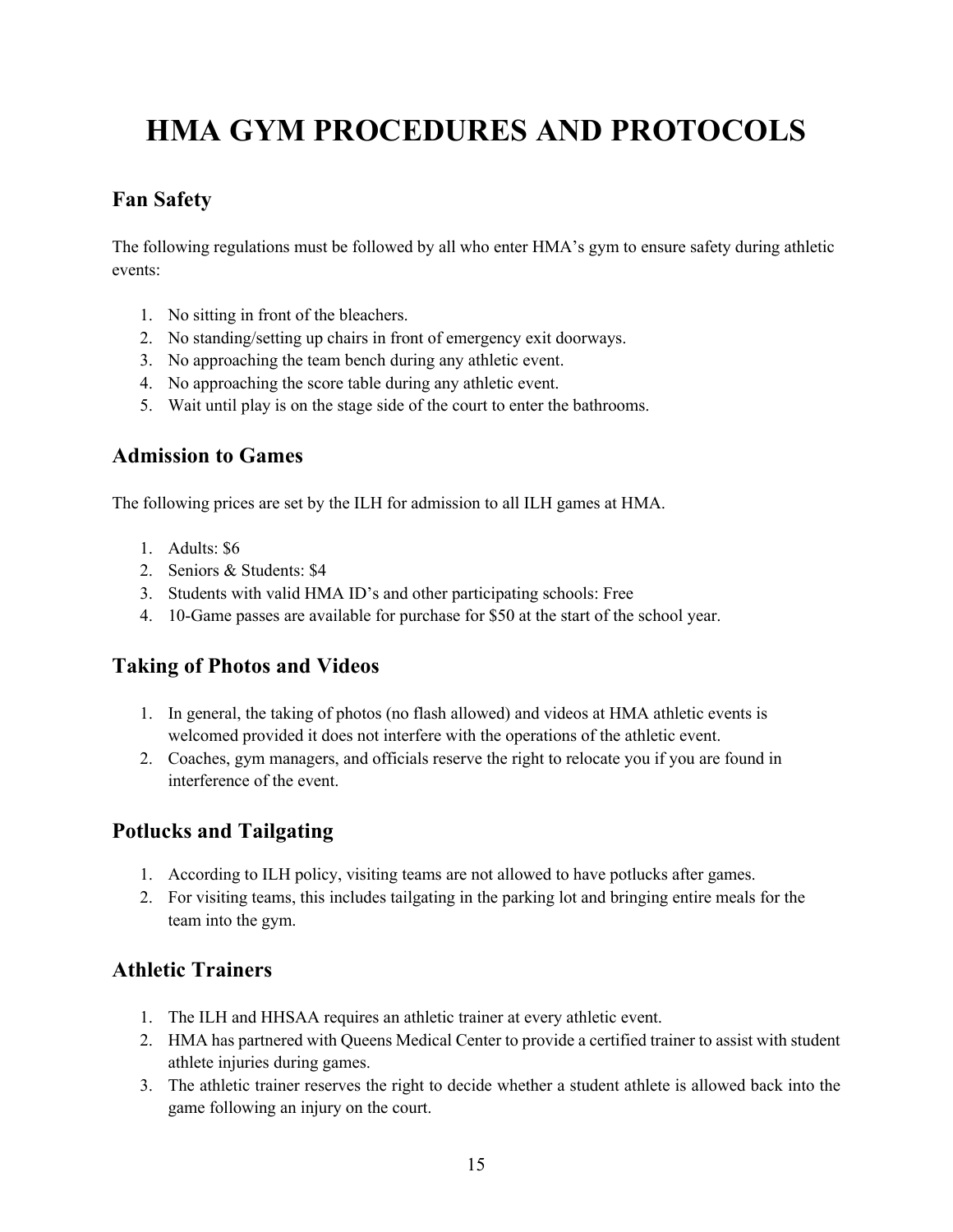# HMA GYM PROCEDURES AND PROTOCOLS

## Fan Safety

The following regulations must be followed by all who enter HMA's gym to ensure safety during athletic events:

1. No sitting in front of the bleachers.
2. No standing/setting up chairs in front of emergency exit doorways.
3. No approaching the team bench during any athletic event.
4. No approaching the score table during any athletic event.
5. Wait until play is on the stage side of the court to enter the bathrooms.

## Admission to Games

The following prices are set by the ILH for admission to all ILH games at HMA.

1. Adults: $6
2. Seniors & Students: $4
3. Students with valid HMA ID's and other participating schools: Free
4. 10-Game passes are available for purchase for $50 at the start of the school year.

## Taking of Photos and Videos

1. In general, the taking of photos (no flash allowed) and videos at HMA athletic events is welcomed provided it does not interfere with the operations of the athletic event.
2. Coaches, gym managers, and officials reserve the right to relocate you if you are found in interference of the event.

## Potlucks and Tailgating

1. According to ILH policy, visiting teams are not allowed to have potlucks after games.
2. For visiting teams, this includes tailgating in the parking lot and bringing entire meals for the team into the gym.

## Athletic Trainers

1. The ILH and HHSAA requires an athletic trainer at every athletic event.
2. HMA has partnered with Queens Medical Center to provide a certified trainer to assist with student athlete injuries during games.
3. The athletic trainer reserves the right to decide whether a student athlete is allowed back into the game following an injury on the court.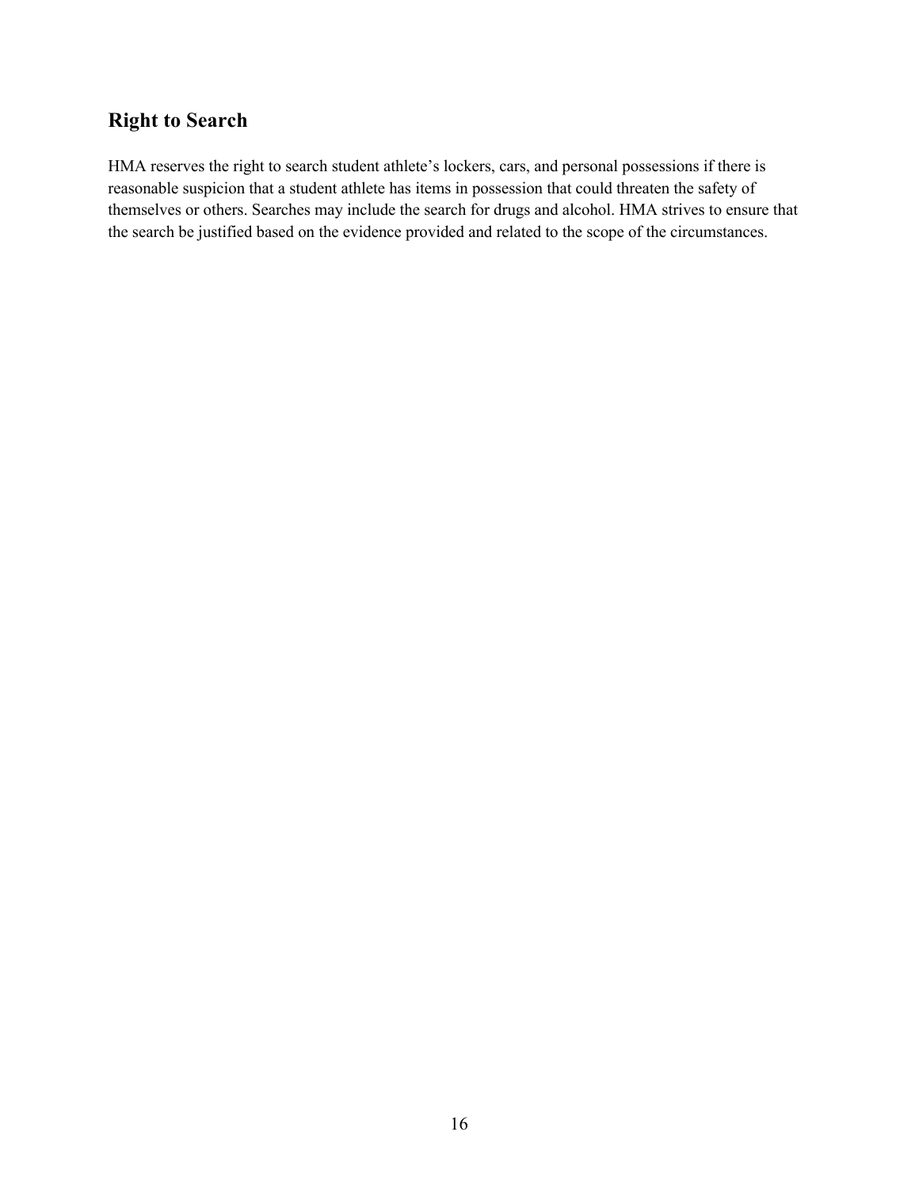## Right to Search

HMA reserves the right to search student athlete’s lockers, cars, and personal possessions if there is reasonable suspicion that a student athlete has items in possession that could threaten the safety of themselves or others. Searches may include the search for drugs and alcohol. HMA strives to ensure that the search be justified based on the evidence provided and related to the scope of the circumstances.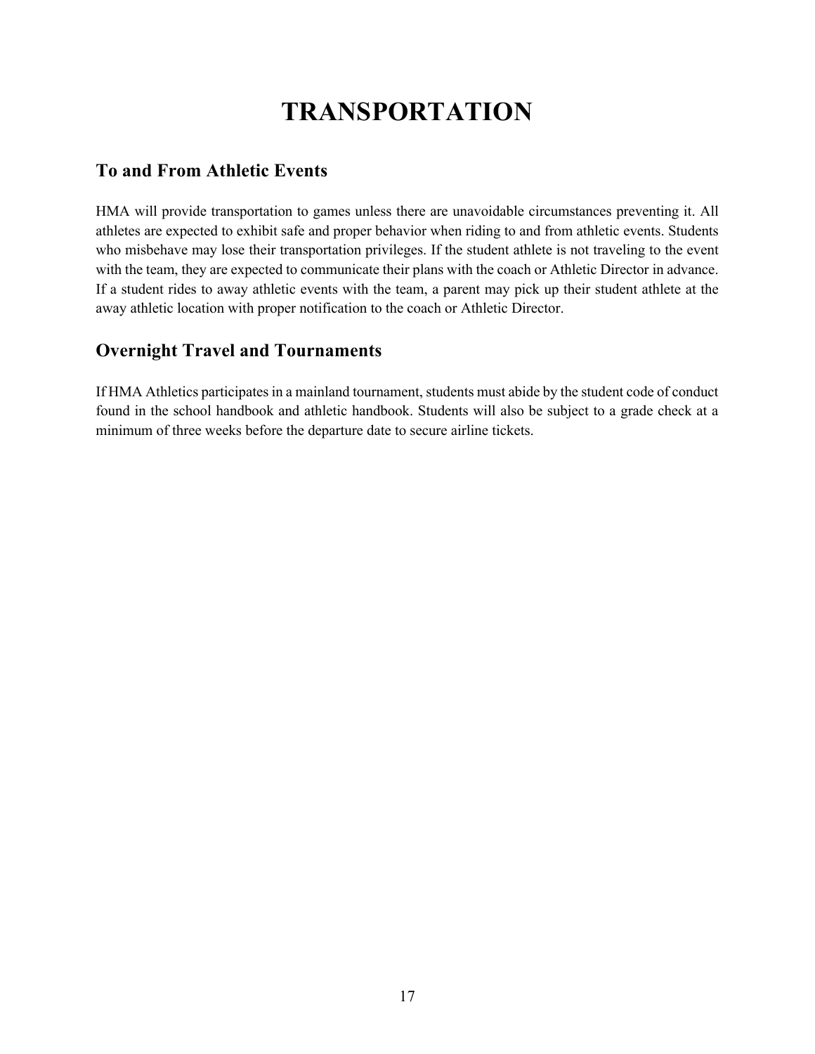# TRANSPORTATION

## To and From Athletic Events

HMA will provide transportation to games unless there are unavoidable circumstances preventing it. All athletes are expected to exhibit safe and proper behavior when riding to and from athletic events. Students who misbehave may lose their transportation privileges. If the student athlete is not traveling to the event with the team, they are expected to communicate their plans with the coach or Athletic Director in advance. If a student rides to away athletic events with the team, a parent may pick up their student athlete at the away athletic location with proper notification to the coach or Athletic Director.

## Overnight Travel and Tournaments

If HMA Athletics participates in a mainland tournament, students must abide by the student code of conduct found in the school handbook and athletic handbook. Students will also be subject to a grade check at a minimum of three weeks before the departure date to secure airline tickets.